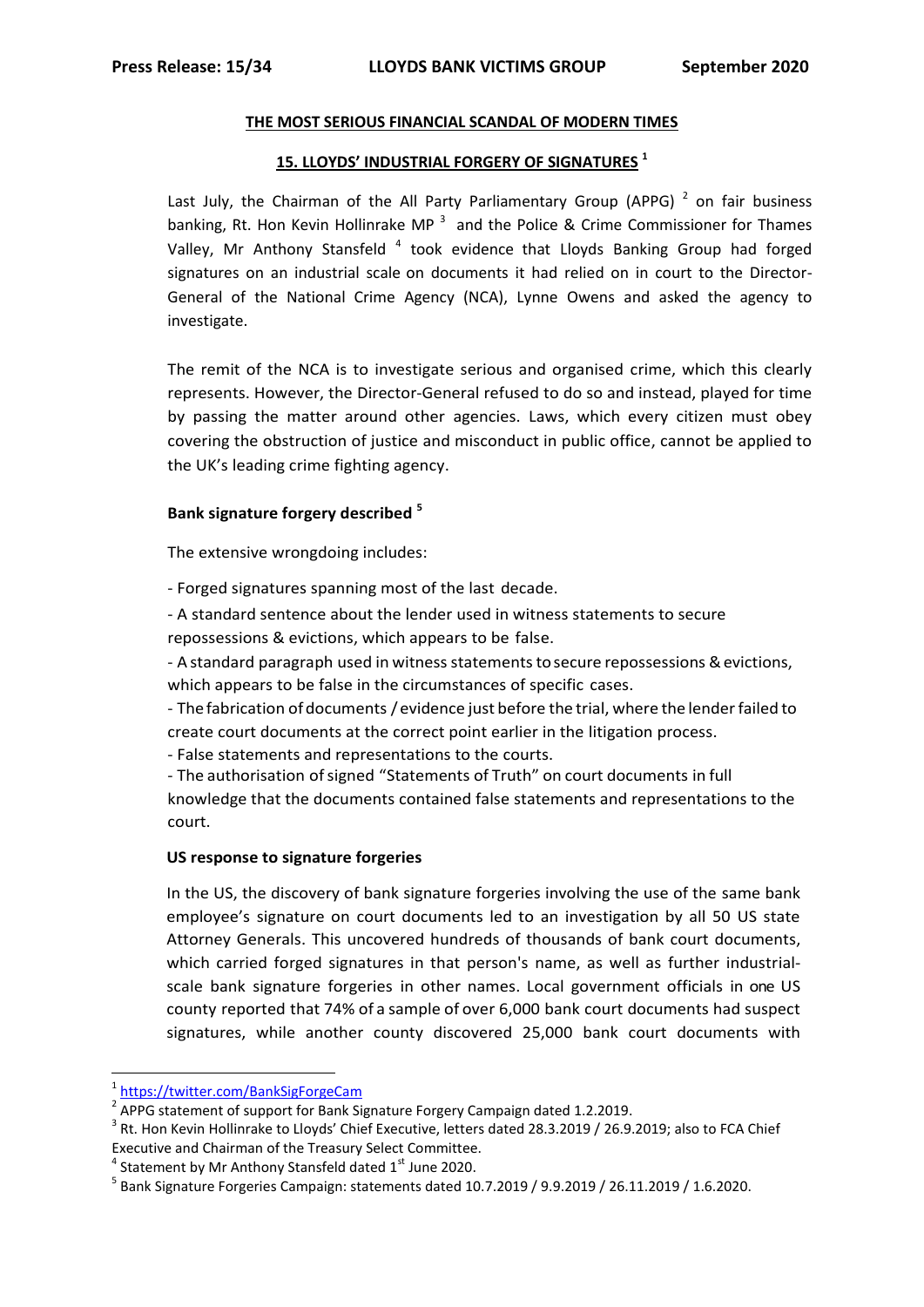**THE MOST SERIOUS FINANCIAL SCANDAL OF MODERN TIMES**

**15. LLOYDS' INDUSTRIAL FORGERY OF SIGNATURES** [1]

Last July, the Chairman of the All Party Parliamentary Group (APPG) [2] on fair business banking, Rt. Hon Kevin Hollinrake MP [3] and the Police & Crime Commissioner for Thames Valley, Mr Anthony Stansfeld [4] took evidence that Lloyds Banking Group had forged signatures on an industrial scale on documents it had relied on in court to the Director-General of the National Crime Agency (NCA), Lynne Owens and asked the agency to investigate.

The remit of the NCA is to investigate serious and organised crime, which this clearly represents. However, the Director-General refused to do so and instead, played for time by passing the matter around other agencies. Laws, which every citizen must obey covering the obstruction of justice and misconduct in public office, cannot be applied to the UK's leading crime fighting agency.

### Bank signature forgery described [5]

The extensive wrongdoing includes:

- Forged signatures spanning most of the last decade.
- A standard sentence about the lender used in witness statements to secure repossessions & evictions, which appears to be false.
- A standard paragraph used in witness statements to secure repossessions & evictions, which appears to be false in the circumstances of specific cases.
- The fabrication of documents / evidence just before the trial, where the lender failed to create court documents at the correct point earlier in the litigation process.
- False statements and representations to the courts.
- The authorisation of signed "Statements of Truth" on court documents in full knowledge that the documents contained false statements and representations to the court.

### US response to signature forgeries

In the US, the discovery of bank signature forgeries involving the use of the same bank employee's signature on court documents led to an investigation by all 50 US state Attorney Generals. This uncovered hundreds of thousands of bank court documents, which carried forged signatures in that person's name, as well as further industrial-scale bank signature forgeries in other names. Local government officials in one US county reported that 74% of a sample of over 6,000 bank court documents had suspect signatures, while another county discovered 25,000 bank court documents with

---

[1] https://twitter.com/BankSigForgeCam

[2] APPG statement of support for Bank Signature Forgery Campaign dated 1.2.2019.

[3] Rt. Hon Kevin Hollinrake to Lloyds' Chief Executive, letters dated 28.3.2019 / 26.9.2019; also to FCA Chief Executive and Chairman of the Treasury Select Committee.

[4] Statement by Mr Anthony Stansfeld dated 1st June 2020.

[5] Bank Signature Forgeries Campaign: statements dated 10.7.2019 / 9.9.2019 / 26.11.2019 / 1.6.2020.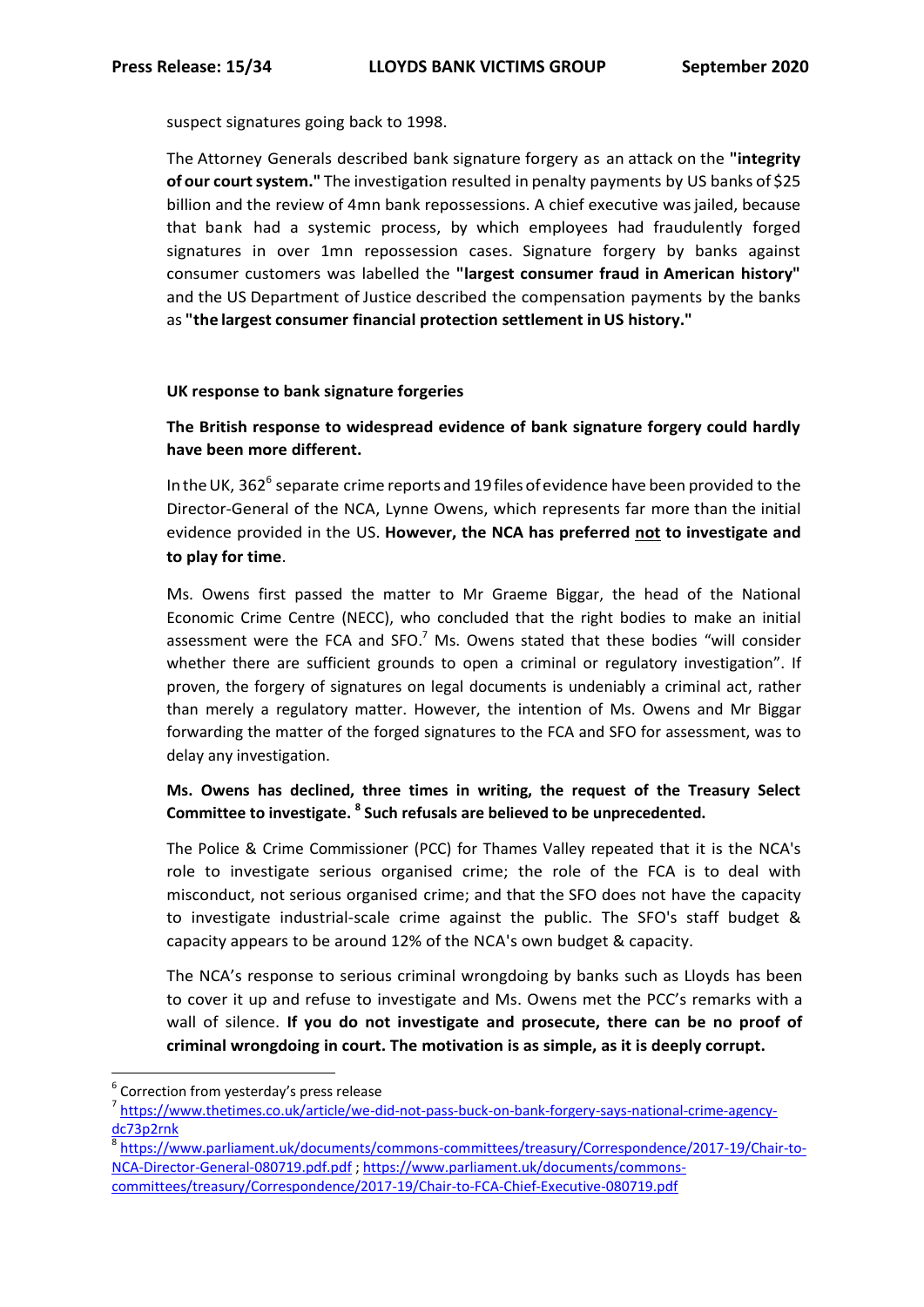suspect signatures going back to 1998.

The Attorney Generals described bank signature forgery as an attack on the **"integrity of our court system."** The investigation resulted in penalty payments by US banks of $25 billion and the review of 4mn bank repossessions. A chief executive was jailed, because that bank had a systemic process, by which employees had fraudulently forged signatures in over 1mn repossession cases. Signature forgery by banks against consumer customers was labelled the **"largest consumer fraud in American history"** and the US Department of Justice described the compensation payments by the banks as **"the largest consumer financial protection settlement in US history."**

**UK response to bank signature forgeries**

**The British response to widespread evidence of bank signature forgery could hardly have been more different.**

In the UK, 362[6] separate crime reports and 19 files of evidence have been provided to the Director-General of the NCA, Lynne Owens, which represents far more than the initial evidence provided in the US. **However, the NCA has preferred not to investigate and to play for time**.

Ms. Owens first passed the matter to Mr Graeme Biggar, the head of the National Economic Crime Centre (NECC), who concluded that the right bodies to make an initial assessment were the FCA and SFO.[7] Ms. Owens stated that these bodies "will consider whether there are sufficient grounds to open a criminal or regulatory investigation". If proven, the forgery of signatures on legal documents is undeniably a criminal act, rather than merely a regulatory matter. However, the intention of Ms. Owens and Mr Biggar forwarding the matter of the forged signatures to the FCA and SFO for assessment, was to delay any investigation.

**Ms. Owens has declined, three times in writing, the request of the Treasury Select Committee to investigate.[8] Such refusals are believed to be unprecedented.**

The Police & Crime Commissioner (PCC) for Thames Valley repeated that it is the NCA's role to investigate serious organised crime; the role of the FCA is to deal with misconduct, not serious organised crime; and that the SFO does not have the capacity to investigate industrial-scale crime against the public. The SFO's staff budget & capacity appears to be around 12% of the NCA's own budget & capacity.

The NCA's response to serious criminal wrongdoing by banks such as Lloyds has been to cover it up and refuse to investigate and Ms. Owens met the PCC's remarks with a wall of silence. **If you do not investigate and prosecute, there can be no proof of criminal wrongdoing in court. The motivation is as simple, as it is deeply corrupt.**

---

[6] Correction from yesterday's press release

[7] https://www.thetimes.co.uk/article/we-did-not-pass-buck-on-bank-forgery-says-national-crime-agency-dc73p2rnk

[8] https://www.parliament.uk/documents/commons-committees/treasury/Correspondence/2017-19/Chair-to-NCA-Director-General-080719.pdf ; https://www.parliament.uk/documents/commons-committees/treasury/Correspondence/2017-19/Chair-to-FCA-Chief-Executive-080719.pdf